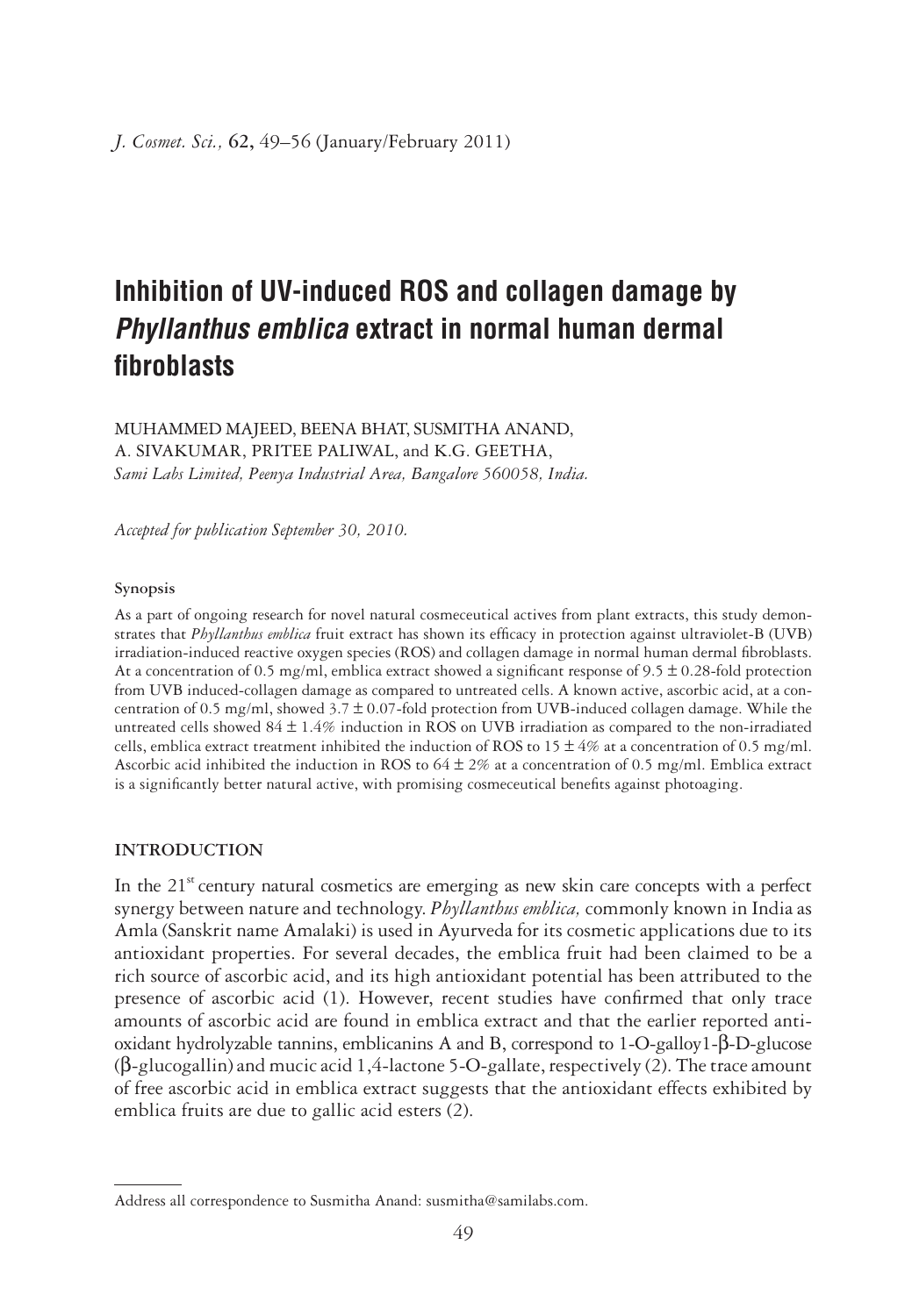# Inhibition of UV-induced ROS and collagen damage by *Phyllanthus emblica* extract in normal human dermal fibroblasts

MUHAMMED MAJEED, BEENA BHAT, SUSMITHA ANAND, A. SIVAKUMAR, PRITEE PALIWAL, and K.G. GEETHA,
*Sami Labs Limited, Peenya Industrial Area, Bangalore 560058, India.*

*Accepted for publication September 30, 2010.*

### Synopsis

As a part of ongoing research for novel natural cosmeceutical actives from plant extracts, this study demonstrates that *Phyllanthus emblica* fruit extract has shown its efficacy in protection against ultraviolet-B (UVB) irradiation-induced reactive oxygen species (ROS) and collagen damage in normal human dermal fibroblasts. At a concentration of 0.5 mg/ml, emblica extract showed a significant response of $9.5 \pm 0.28$-fold protection from UVB induced-collagen damage as compared to untreated cells. A known active, ascorbic acid, at a concentration of 0.5 mg/ml, showed $3.7 \pm 0.07$-fold protection from UVB-induced collagen damage. While the untreated cells showed $84 \pm 1.4\%$ induction in ROS on UVB irradiation as compared to the non-irradiated cells, emblica extract treatment inhibited the induction of ROS to $15 \pm 4\%$ at a concentration of 0.5 mg/ml. Ascorbic acid inhibited the induction in ROS to $64 \pm 2\%$ at a concentration of 0.5 mg/ml. Emblica extract is a significantly better natural active, with promising cosmeceutical benefits against photoaging.

## INTRODUCTION

In the 21st century natural cosmetics are emerging as new skin care concepts with a perfect synergy between nature and technology. *Phyllanthus emblica,* commonly known in India as Amla (Sanskrit name Amalaki) is used in Ayurveda for its cosmetic applications due to its antioxidant properties. For several decades, the emblica fruit had been claimed to be a rich source of ascorbic acid, and its high antioxidant potential has been attributed to the presence of ascorbic acid (1). However, recent studies have confirmed that only trace amounts of ascorbic acid are found in emblica extract and that the earlier reported antioxidant hydrolyzable tannins, emblicanins A and B, correspond to 1-O-galloy1-β-D-glucose (β-glucogallin) and mucic acid 1,4-lactone 5-O-gallate, respectively (2). The trace amount of free ascorbic acid in emblica extract suggests that the antioxidant effects exhibited by emblica fruits are due to gallic acid esters (2).

Address all correspondence to Susmitha Anand: susmitha@samilabs.com.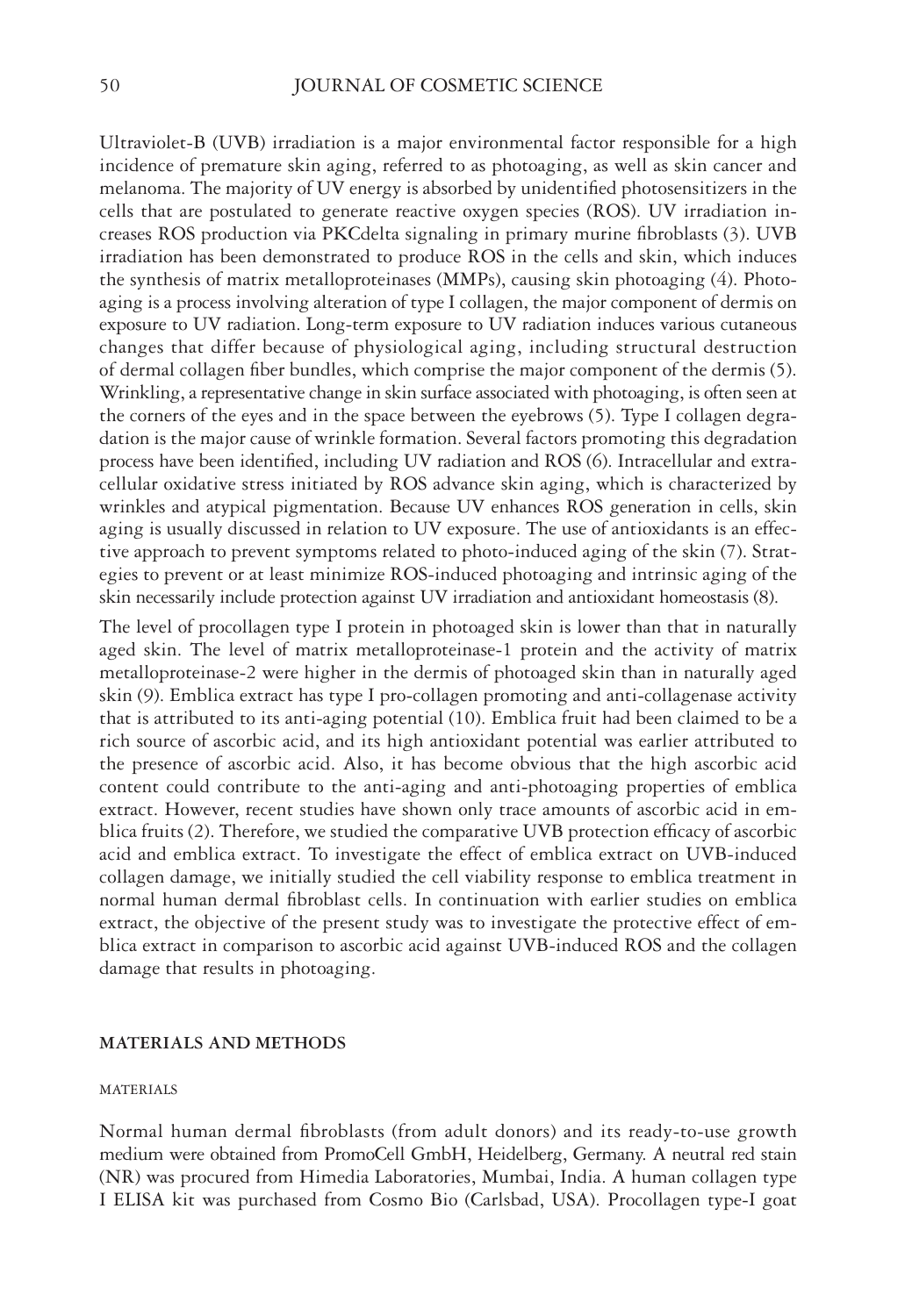Ultraviolet-B (UVB) irradiation is a major environmental factor responsible for a high incidence of premature skin aging, referred to as photoaging, as well as skin cancer and melanoma. The majority of UV energy is absorbed by unidentified photosensitizers in the cells that are postulated to generate reactive oxygen species (ROS). UV irradiation increases ROS production via PKCdelta signaling in primary murine fibroblasts (3). UVB irradiation has been demonstrated to produce ROS in the cells and skin, which induces the synthesis of matrix metalloproteinases (MMPs), causing skin photoaging (4). Photoaging is a process involving alteration of type I collagen, the major component of dermis on exposure to UV radiation. Long-term exposure to UV radiation induces various cutaneous changes that differ because of physiological aging, including structural destruction of dermal collagen fiber bundles, which comprise the major component of the dermis (5). Wrinkling, a representative change in skin surface associated with photoaging, is often seen at the corners of the eyes and in the space between the eyebrows (5). Type I collagen degradation is the major cause of wrinkle formation. Several factors promoting this degradation process have been identified, including UV radiation and ROS (6). Intracellular and extracellular oxidative stress initiated by ROS advance skin aging, which is characterized by wrinkles and atypical pigmentation. Because UV enhances ROS generation in cells, skin aging is usually discussed in relation to UV exposure. The use of antioxidants is an effective approach to prevent symptoms related to photo-induced aging of the skin (7). Strategies to prevent or at least minimize ROS-induced photoaging and intrinsic aging of the skin necessarily include protection against UV irradiation and antioxidant homeostasis (8).

The level of procollagen type I protein in photoaged skin is lower than that in naturally aged skin. The level of matrix metalloproteinase-1 protein and the activity of matrix metalloproteinase-2 were higher in the dermis of photoaged skin than in naturally aged skin (9). Emblica extract has type I pro-collagen promoting and anti-collagenase activity that is attributed to its anti-aging potential (10). Emblica fruit had been claimed to be a rich source of ascorbic acid, and its high antioxidant potential was earlier attributed to the presence of ascorbic acid. Also, it has become obvious that the high ascorbic acid content could contribute to the anti-aging and anti-photoaging properties of emblica extract. However, recent studies have shown only trace amounts of ascorbic acid in emblica fruits (2). Therefore, we studied the comparative UVB protection efficacy of ascorbic acid and emblica extract. To investigate the effect of emblica extract on UVB-induced collagen damage, we initially studied the cell viability response to emblica treatment in normal human dermal fibroblast cells. In continuation with earlier studies on emblica extract, the objective of the present study was to investigate the protective effect of emblica extract in comparison to ascorbic acid against UVB-induced ROS and the collagen damage that results in photoaging.

## MATERIALS AND METHODS

### MATERIALS

Normal human dermal fibroblasts (from adult donors) and its ready-to-use growth medium were obtained from PromoCell GmbH, Heidelberg, Germany. A neutral red stain (NR) was procured from Himedia Laboratories, Mumbai, India. A human collagen type I ELISA kit was purchased from Cosmo Bio (Carlsbad, USA). Procollagen type-I goat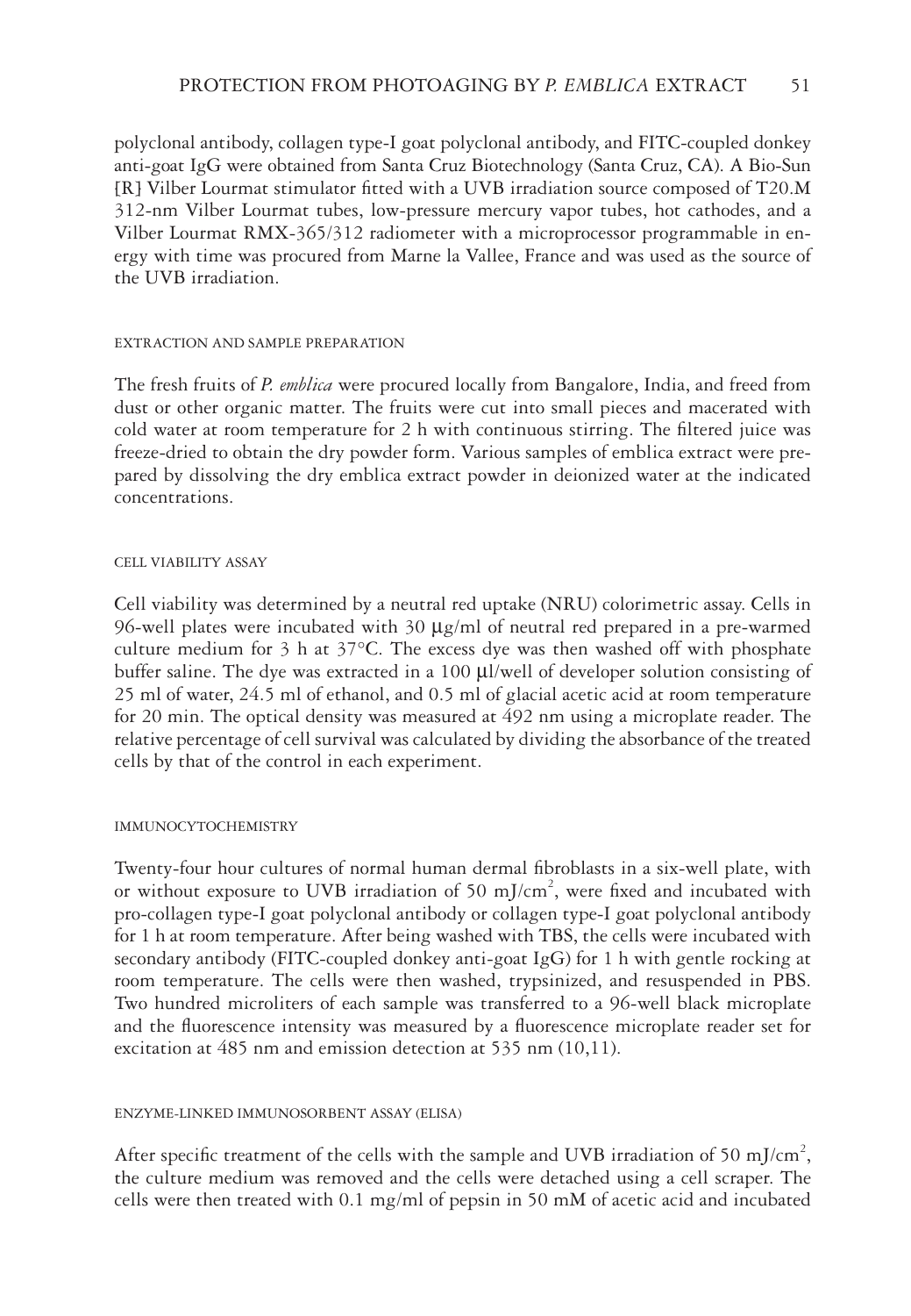polyclonal antibody, collagen type-I goat polyclonal antibody, and FITC-coupled donkey anti-goat IgG were obtained from Santa Cruz Biotechnology (Santa Cruz, CA). A Bio-Sun [R] Vilber Lourmat stimulator fitted with a UVB irradiation source composed of T20.M 312-nm Vilber Lourmat tubes, low-pressure mercury vapor tubes, hot cathodes, and a Vilber Lourmat RMX-365/312 radiometer with a microprocessor programmable in energy with time was procured from Marne la Vallee, France and was used as the source of the UVB irradiation.

### EXTRACTION AND SAMPLE PREPARATION

The fresh fruits of *P. emblica* were procured locally from Bangalore, India, and freed from dust or other organic matter. The fruits were cut into small pieces and macerated with cold water at room temperature for 2 h with continuous stirring. The filtered juice was freeze-dried to obtain the dry powder form. Various samples of emblica extract were prepared by dissolving the dry emblica extract powder in deionized water at the indicated concentrations.

### CELL VIABILITY ASSAY

Cell viability was determined by a neutral red uptake (NRU) colorimetric assay. Cells in 96-well plates were incubated with 30 μg/ml of neutral red prepared in a pre-warmed culture medium for 3 h at 37°C. The excess dye was then washed off with phosphate buffer saline. The dye was extracted in a 100 μl/well of developer solution consisting of 25 ml of water, 24.5 ml of ethanol, and 0.5 ml of glacial acetic acid at room temperature for 20 min. The optical density was measured at 492 nm using a microplate reader. The relative percentage of cell survival was calculated by dividing the absorbance of the treated cells by that of the control in each experiment.

### IMMUNOCYTOCHEMISTRY

Twenty-four hour cultures of normal human dermal fibroblasts in a six-well plate, with or without exposure to UVB irradiation of 50 $mJ/cm^2$, were fixed and incubated with pro-collagen type-I goat polyclonal antibody or collagen type-I goat polyclonal antibody for 1 h at room temperature. After being washed with TBS, the cells were incubated with secondary antibody (FITC-coupled donkey anti-goat IgG) for 1 h with gentle rocking at room temperature. The cells were then washed, trypsinized, and resuspended in PBS. Two hundred microliters of each sample was transferred to a 96-well black microplate and the fluorescence intensity was measured by a fluorescence microplate reader set for excitation at 485 nm and emission detection at 535 nm (10,11).

### ENZYME-LINKED IMMUNOSORBENT ASSAY (ELISA)

After specific treatment of the cells with the sample and UVB irradiation of 50 $mJ/cm^2$, the culture medium was removed and the cells were detached using a cell scraper. The cells were then treated with 0.1 mg/ml of pepsin in 50 mM of acetic acid and incubated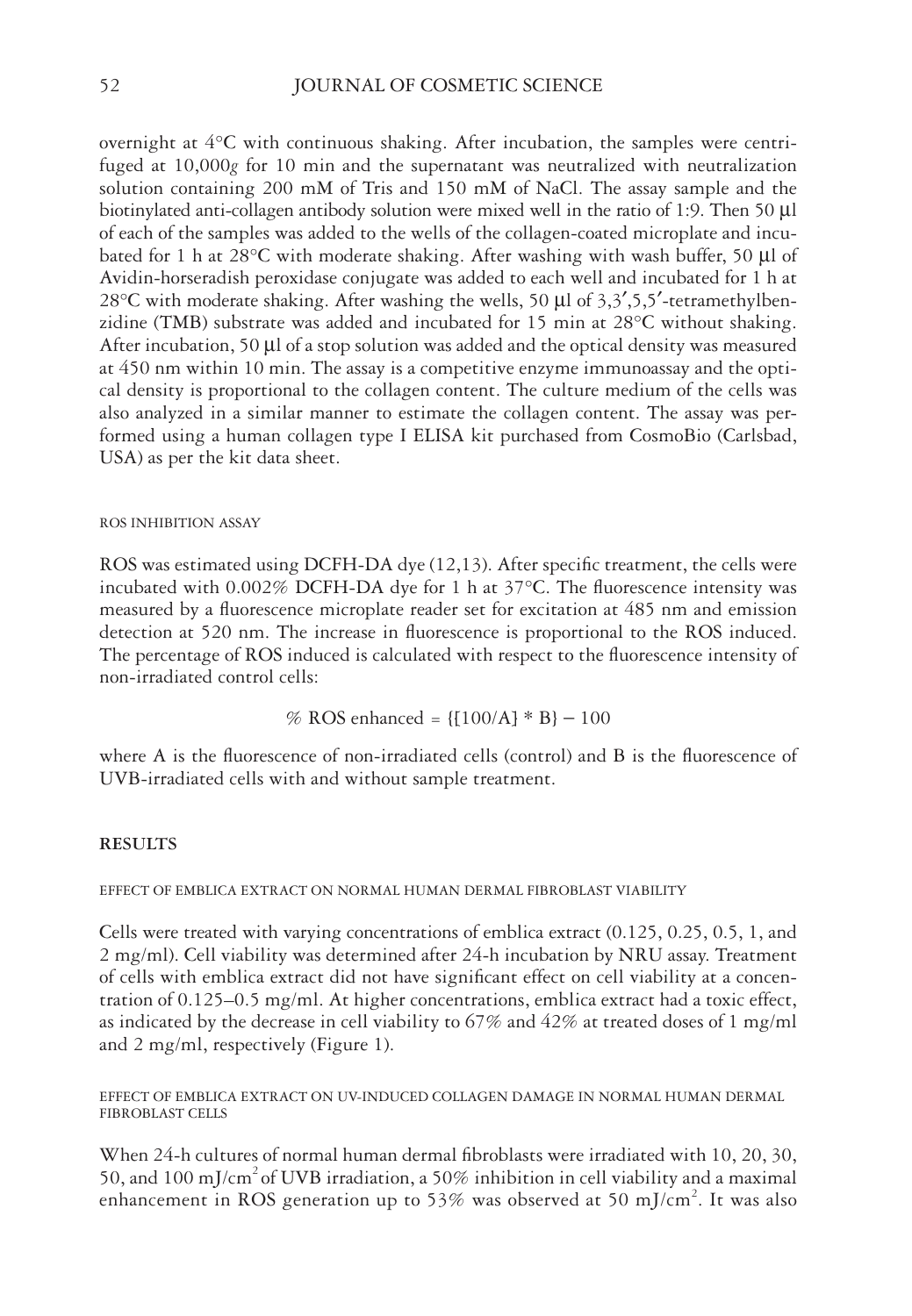overnight at 4°C with continuous shaking. After incubation, the samples were centrifuged at 10,000*g* for 10 min and the supernatant was neutralized with neutralization solution containing 200 mM of Tris and 150 mM of NaCl. The assay sample and the biotinylated anti-collagen antibody solution were mixed well in the ratio of 1:9. Then 50 μl of each of the samples was added to the wells of the collagen-coated microplate and incubated for 1 h at 28°C with moderate shaking. After washing with wash buffer, 50 μl of Avidin-horseradish peroxidase conjugate was added to each well and incubated for 1 h at 28°C with moderate shaking. After washing the wells, 50 μl of 3,3′,5,5′-tetramethylbenzidine (TMB) substrate was added and incubated for 15 min at 28°C without shaking. After incubation, 50 μl of a stop solution was added and the optical density was measured at 450 nm within 10 min. The assay is a competitive enzyme immunoassay and the optical density is proportional to the collagen content. The culture medium of the cells was also analyzed in a similar manner to estimate the collagen content. The assay was performed using a human collagen type I ELISA kit purchased from CosmoBio (Carlsbad, USA) as per the kit data sheet.

### ROS INHIBITION ASSAY

ROS was estimated using DCFH-DA dye (12,13). After specific treatment, the cells were incubated with 0.002% DCFH-DA dye for 1 h at 37°C. The fluorescence intensity was measured by a fluorescence microplate reader set for excitation at 485 nm and emission detection at 520 nm. The increase in fluorescence is proportional to the ROS induced. The percentage of ROS induced is calculated with respect to the fluorescence intensity of non-irradiated control cells:

$$\% \text{ ROS enhanced} = \{[100/A] * B\} - 100$$

where A is the fluorescence of non-irradiated cells (control) and B is the fluorescence of UVB-irradiated cells with and without sample treatment.

## RESULTS

### EFFECT OF EMBLICA EXTRACT ON NORMAL HUMAN DERMAL FIBROBLAST VIABILITY

Cells were treated with varying concentrations of emblica extract (0.125, 0.25, 0.5, 1, and 2 mg/ml). Cell viability was determined after 24-h incubation by NRU assay. Treatment of cells with emblica extract did not have significant effect on cell viability at a concentration of 0.125–0.5 mg/ml. At higher concentrations, emblica extract had a toxic effect, as indicated by the decrease in cell viability to 67% and 42% at treated doses of 1 mg/ml and 2 mg/ml, respectively (Figure 1).

### EFFECT OF EMBLICA EXTRACT ON UV-INDUCED COLLAGEN DAMAGE IN NORMAL HUMAN DERMAL FIBROBLAST CELLS

When 24-h cultures of normal human dermal fibroblasts were irradiated with 10, 20, 30, 50, and 100 mJ/cm$^2$ of UVB irradiation, a 50% inhibition in cell viability and a maximal enhancement in ROS generation up to 53% was observed at 50 mJ/cm$^2$. It was also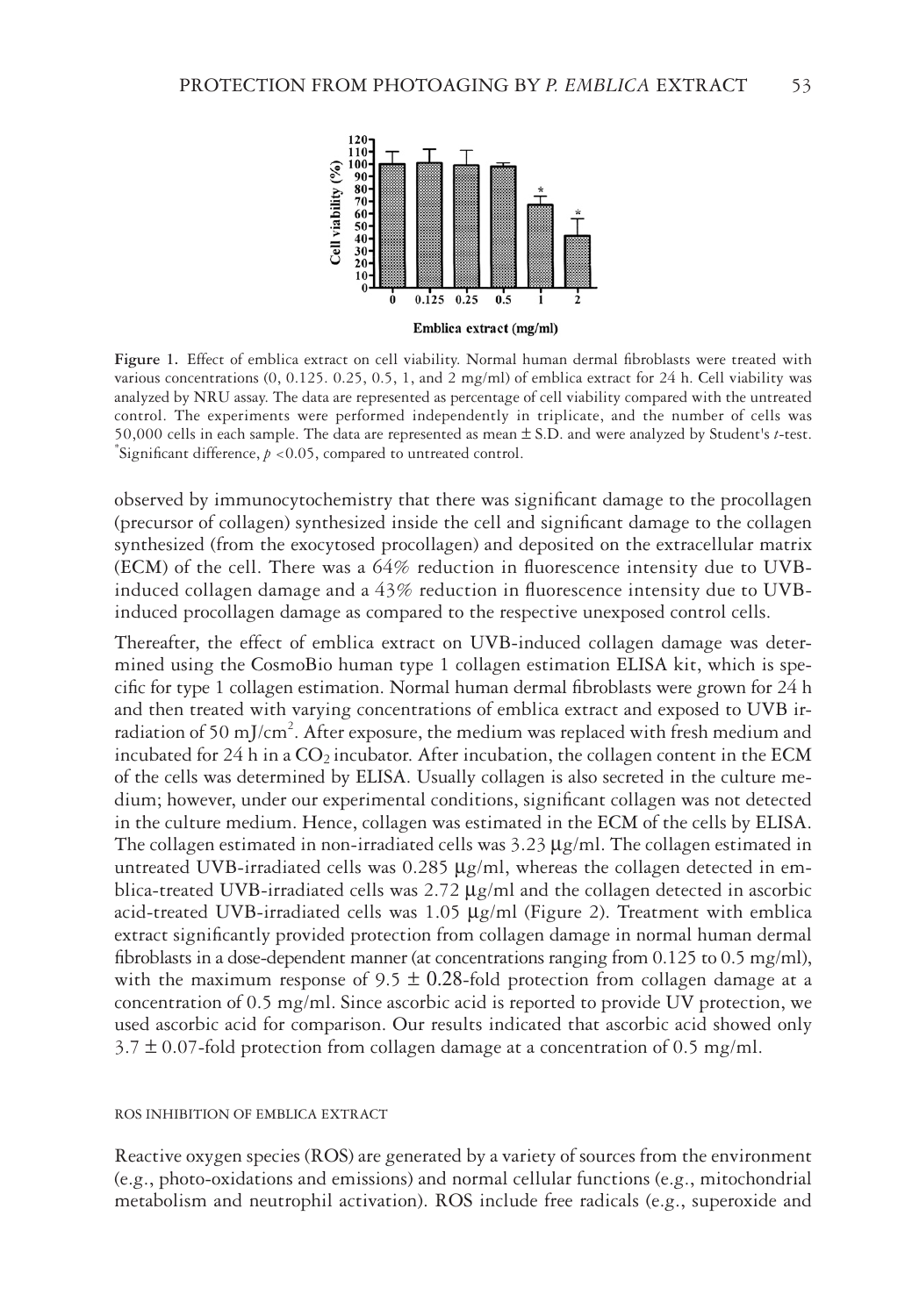Figure 1. Effect of emblica extract on cell viability. Normal human dermal fibroblasts were treated with various concentrations (0, 0.125. 0.25, 0.5, 1, and 2 mg/ml) of emblica extract for 24 h. Cell viability was analyzed by NRU assay. The data are represented as percentage of cell viability compared with the untreated control. The experiments were performed independently in triplicate, and the number of cells was 50,000 cells in each sample. The data are represented as mean ± S.D. and were analyzed by Student's *t*-test. *Significant difference, $p < 0.05$, compared to untreated control.

observed by immunocytochemistry that there was significant damage to the procollagen (precursor of collagen) synthesized inside the cell and significant damage to the collagen synthesized (from the exocytosed procollagen) and deposited on the extracellular matrix (ECM) of the cell. There was a 64% reduction in fluorescence intensity due to UVB-induced collagen damage and a 43% reduction in fluorescence intensity due to UVB-induced procollagen damage as compared to the respective unexposed control cells.

Thereafter, the effect of emblica extract on UVB-induced collagen damage was determined using the CosmoBio human type 1 collagen estimation ELISA kit, which is specific for type 1 collagen estimation. Normal human dermal fibroblasts were grown for 24 h and then treated with varying concentrations of emblica extract and exposed to UVB irradiation of 50 mJ/cm$^2$. After exposure, the medium was replaced with fresh medium and incubated for 24 h in a $CO_2$ incubator. After incubation, the collagen content in the ECM of the cells was determined by ELISA. Usually collagen is also secreted in the culture medium; however, under our experimental conditions, significant collagen was not detected in the culture medium. Hence, collagen was estimated in the ECM of the cells by ELISA. The collagen estimated in non-irradiated cells was 3.23 μg/ml. The collagen estimated in untreated UVB-irradiated cells was 0.285 μg/ml, whereas the collagen detected in emblica-treated UVB-irradiated cells was 2.72 μg/ml and the collagen detected in ascorbic acid-treated UVB-irradiated cells was 1.05 μg/ml (Figure 2). Treatment with emblica extract significantly provided protection from collagen damage in normal human dermal fibroblasts in a dose-dependent manner (at concentrations ranging from 0.125 to 0.5 mg/ml), with the maximum response of 9.5 ± 0.28-fold protection from collagen damage at a concentration of 0.5 mg/ml. Since ascorbic acid is reported to provide UV protection, we used ascorbic acid for comparison. Our results indicated that ascorbic acid showed only 3.7 ± 0.07-fold protection from collagen damage at a concentration of 0.5 mg/ml.

### ROS INHIBITION OF EMBLICA EXTRACT

Reactive oxygen species (ROS) are generated by a variety of sources from the environment (e.g., photo-oxidations and emissions) and normal cellular functions (e.g., mitochondrial metabolism and neutrophil activation). ROS include free radicals (e.g., superoxide and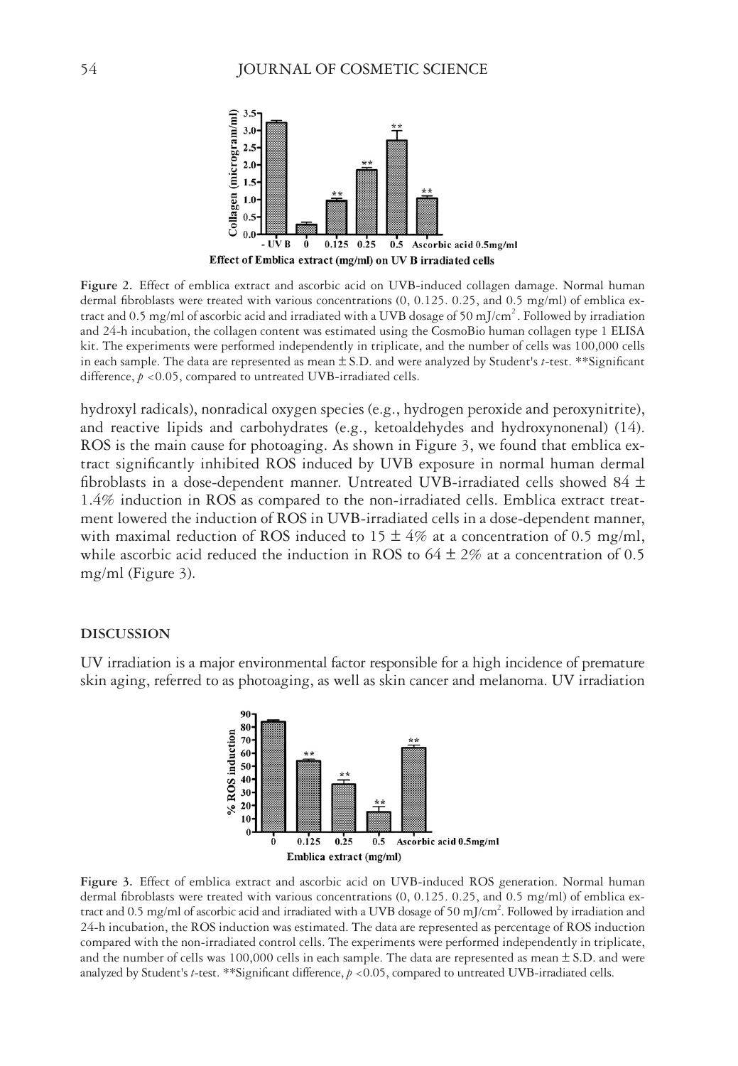**Figure 2.** Effect of emblica extract and ascorbic acid on UVB-induced collagen damage. Normal human dermal fibroblasts were treated with various concentrations (0, 0.125. 0.25, and 0.5 mg/ml) of emblica extract and 0.5 mg/ml of ascorbic acid and irradiated with a UVB dosage of 50 mJ/cm$^2$. Followed by irradiation and 24-h incubation, the collagen content was estimated using the CosmoBio human collagen type 1 ELISA kit. The experiments were performed independently in triplicate, and the number of cells was 100,000 cells in each sample. The data are represented as mean ± S.D. and were analyzed by Student's *t*-test. **Significant difference, $p < 0.05$, compared to untreated UVB-irradiated cells.

hydroxyl radicals), nonradical oxygen species (e.g., hydrogen peroxide and peroxynitrite), and reactive lipids and carbohydrates (e.g., ketoaldehydes and hydroxynonenal) (14). ROS is the main cause for photoaging. As shown in Figure 3, we found that emblica extract significantly inhibited ROS induced by UVB exposure in normal human dermal fibroblasts in a dose-dependent manner. Untreated UVB-irradiated cells showed 84 ± 1.4% induction in ROS as compared to the non-irradiated cells. Emblica extract treatment lowered the induction of ROS in UVB-irradiated cells in a dose-dependent manner, with maximal reduction of ROS induced to 15 ± 4% at a concentration of 0.5 mg/ml, while ascorbic acid reduced the induction in ROS to 64 ± 2% at a concentration of 0.5 mg/ml (Figure 3).

## DISCUSSION

UV irradiation is a major environmental factor responsible for a high incidence of premature skin aging, referred to as photoaging, as well as skin cancer and melanoma. UV irradiation

**Figure 3.** Effect of emblica extract and ascorbic acid on UVB-induced ROS generation. Normal human dermal fibroblasts were treated with various concentrations (0, 0.125. 0.25, and 0.5 mg/ml) of emblica extract and 0.5 mg/ml of ascorbic acid and irradiated with a UVB dosage of 50 mJ/cm$^2$. Followed by irradiation and 24-h incubation, the ROS induction was estimated. The data are represented as percentage of ROS induction compared with the non-irradiated control cells. The experiments were performed independently in triplicate, and the number of cells was 100,000 cells in each sample. The data are represented as mean ± S.D. and were analyzed by Student's *t*-test. **Significant difference, $p < 0.05$, compared to untreated UVB-irradiated cells.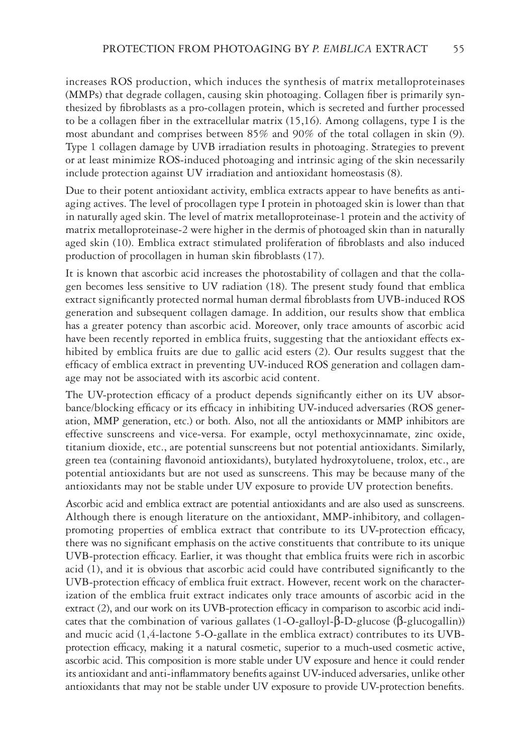increases ROS production, which induces the synthesis of matrix metalloproteinases (MMPs) that degrade collagen, causing skin photoaging. Collagen fiber is primarily synthesized by fibroblasts as a pro-collagen protein, which is secreted and further processed to be a collagen fiber in the extracellular matrix (15,16). Among collagens, type I is the most abundant and comprises between 85% and 90% of the total collagen in skin (9). Type 1 collagen damage by UVB irradiation results in photoaging. Strategies to prevent or at least minimize ROS-induced photoaging and intrinsic aging of the skin necessarily include protection against UV irradiation and antioxidant homeostasis (8).

Due to their potent antioxidant activity, emblica extracts appear to have benefits as anti-aging actives. The level of procollagen type I protein in photoaged skin is lower than that in naturally aged skin. The level of matrix metalloproteinase-1 protein and the activity of matrix metalloproteinase-2 were higher in the dermis of photoaged skin than in naturally aged skin (10). Emblica extract stimulated proliferation of fibroblasts and also induced production of procollagen in human skin fibroblasts (17).

It is known that ascorbic acid increases the photostability of collagen and that the collagen becomes less sensitive to UV radiation (18). The present study found that emblica extract significantly protected normal human dermal fibroblasts from UVB-induced ROS generation and subsequent collagen damage. In addition, our results show that emblica has a greater potency than ascorbic acid. Moreover, only trace amounts of ascorbic acid have been recently reported in emblica fruits, suggesting that the antioxidant effects exhibited by emblica fruits are due to gallic acid esters (2). Our results suggest that the efficacy of emblica extract in preventing UV-induced ROS generation and collagen damage may not be associated with its ascorbic acid content.

The UV-protection efficacy of a product depends significantly either on its UV absorbance/blocking efficacy or its efficacy in inhibiting UV-induced adversaries (ROS generation, MMP generation, etc.) or both. Also, not all the antioxidants or MMP inhibitors are effective sunscreens and vice-versa. For example, octyl methoxycinnamate, zinc oxide, titanium dioxide, etc., are potential sunscreens but not potential antioxidants. Similarly, green tea (containing flavonoid antioxidants), butylated hydroxytoluene, trolox, etc., are potential antioxidants but are not used as sunscreens. This may be because many of the antioxidants may not be stable under UV exposure to provide UV protection benefits.

Ascorbic acid and emblica extract are potential antioxidants and are also used as sunscreens. Although there is enough literature on the antioxidant, MMP-inhibitory, and collagen-promoting properties of emblica extract that contribute to its UV-protection efficacy, there was no significant emphasis on the active constituents that contribute to its unique UVB-protection efficacy. Earlier, it was thought that emblica fruits were rich in ascorbic acid (1), and it is obvious that ascorbic acid could have contributed significantly to the UVB-protection efficacy of emblica fruit extract. However, recent work on the characterization of the emblica fruit extract indicates only trace amounts of ascorbic acid in the extract (2), and our work on its UVB-protection efficacy in comparison to ascorbic acid indicates that the combination of various gallates (1-O-galloyl-β-D-glucose (β-glucogallin)) and mucic acid (1,4-lactone 5-O-gallate in the emblica extract) contributes to its UVB-protection efficacy, making it a natural cosmetic, superior to a much-used cosmetic active, ascorbic acid. This composition is more stable under UV exposure and hence it could render its antioxidant and anti-inflammatory benefits against UV-induced adversaries, unlike other antioxidants that may not be stable under UV exposure to provide UV-protection benefits.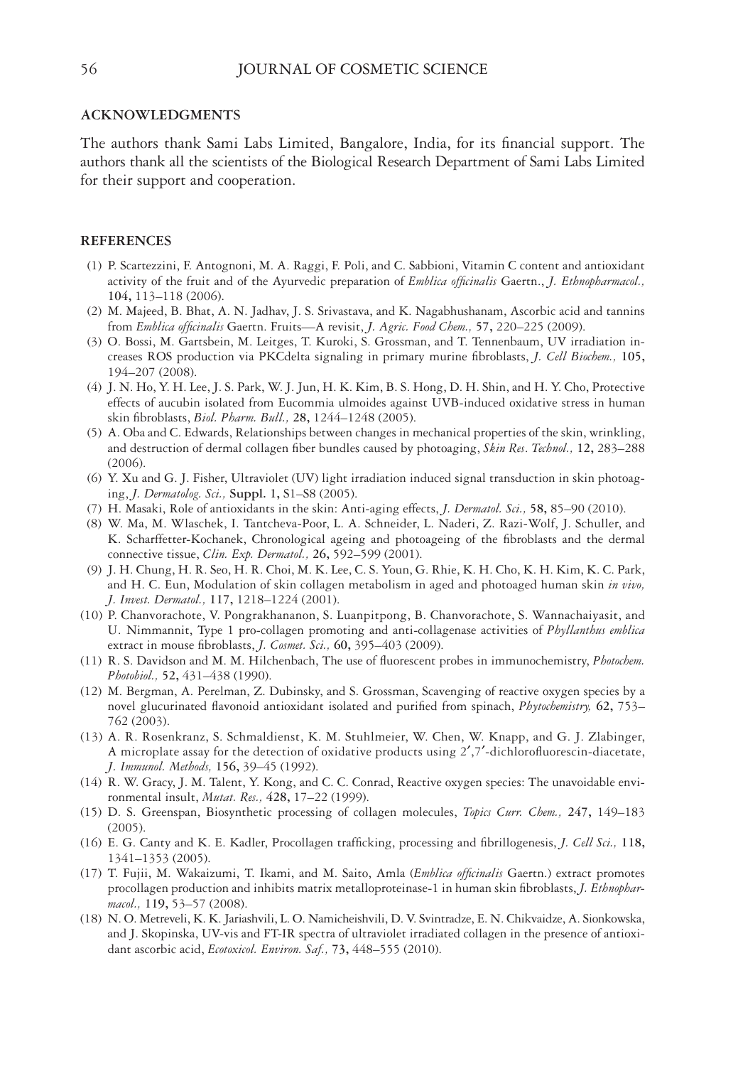## ACKNOWLEDGMENTS

The authors thank Sami Labs Limited, Bangalore, India, for its financial support. The authors thank all the scientists of the Biological Research Department of Sami Labs Limited for their support and cooperation.

## REFERENCES

(1) P. Scartezzini, F. Antognoni, M. A. Raggi, F. Poli, and C. Sabbioni, Vitamin C content and antioxidant activity of the fruit and of the Ayurvedic preparation of *Emblica officinalis* Gaertn., *J. Ethnopharmacol.,* **104,** 113–118 (2006).

(2) M. Majeed, B. Bhat, A. N. Jadhav, J. S. Srivastava, and K. Nagabhushanam, Ascorbic acid and tannins from *Emblica officinalis* Gaertn. Fruits—A revisit, *J. Agric. Food Chem.,* **57,** 220–225 (2009).

(3) O. Bossi, M. Gartsbein, M. Leitges, T. Kuroki, S. Grossman, and T. Tennenbaum, UV irradiation increases ROS production via PKCdelta signaling in primary murine fibroblasts, *J. Cell Biochem.,* **105,** 194–207 (2008).

(4) J. N. Ho, Y. H. Lee, J. S. Park, W. J. Jun, H. K. Kim, B. S. Hong, D. H. Shin, and H. Y. Cho, Protective effects of aucubin isolated from Eucommia ulmoides against UVB-induced oxidative stress in human skin fibroblasts, *Biol. Pharm. Bull.,* **28,** 1244–1248 (2005).

(5) A. Oba and C. Edwards, Relationships between changes in mechanical properties of the skin, wrinkling, and destruction of dermal collagen fiber bundles caused by photoaging, *Skin Res. Technol.,* **12,** 283–288 (2006).

(6) Y. Xu and G. J. Fisher, Ultraviolet (UV) light irradiation induced signal transduction in skin photoaging, *J. Dermatolog. Sci.,* **Suppl. 1,** S1–S8 (2005).

(7) H. Masaki, Role of antioxidants in the skin: Anti-aging effects, *J. Dermatol. Sci.,* **58,** 85–90 (2010).

(8) W. Ma, M. Wlaschek, I. Tantcheva-Poor, L. A. Schneider, L. Naderi, Z. Razi-Wolf, J. Schuller, and K. Scharffetter-Kochanek, Chronological ageing and photoageing of the fibroblasts and the dermal connective tissue, *Clin. Exp. Dermatol.,* **26,** 592–599 (2001).

(9) J. H. Chung, H. R. Seo, H. R. Choi, M. K. Lee, C. S. Youn, G. Rhie, K. H. Cho, K. H. Kim, K. C. Park, and H. C. Eun, Modulation of skin collagen metabolism in aged and photoaged human skin *in vivo, J. Invest. Dermatol.,* **117,** 1218–1224 (2001).

(10) P. Chanvorachote, V. Pongrakhananon, S. Luanpitpong, B. Chanvorachote, S. Wannachaiyasit, and U. Nimmannit, Type 1 pro-collagen promoting and anti-collagenase activities of *Phyllanthus emblica* extract in mouse fibroblasts, *J. Cosmet. Sci.,* **60,** 395–403 (2009).

(11) R. S. Davidson and M. M. Hilchenbach, The use of fluorescent probes in immunochemistry, *Photochem. Photobiol.,* **52,** 431–438 (1990).

(12) M. Bergman, A. Perelman, Z. Dubinsky, and S. Grossman, Scavenging of reactive oxygen species by a novel glucurinated flavonoid antioxidant isolated and purified from spinach, *Phytochemistry,* **62,** 753–762 (2003).

(13) A. R. Rosenkranz, S. Schmaldienst, K. M. Stuhlmeier, W. Chen, W. Knapp, and G. J. Zlabinger, A microplate assay for the detection of oxidative products using 2′,7′-dichlorofluorescin-diacetate, *J. Immunol. Methods,* **156,** 39–45 (1992).

(14) R. W. Gracy, J. M. Talent, Y. Kong, and C. C. Conrad, Reactive oxygen species: The unavoidable environmental insult, *Mutat. Res.,* **428,** 17–22 (1999).

(15) D. S. Greenspan, Biosynthetic processing of collagen molecules, *Topics Curr. Chem.,* **247,** 149–183 (2005).

(16) E. G. Canty and K. E. Kadler, Procollagen trafficking, processing and fibrillogenesis, *J. Cell Sci.,* **118,** 1341–1353 (2005).

(17) T. Fujii, M. Wakaizumi, T. Ikami, and M. Saito, Amla (*Emblica officinalis* Gaertn.) extract promotes procollagen production and inhibits matrix metalloproteinase-1 in human skin fibroblasts, *J. Ethnopharmacol.,* **119,** 53–57 (2008).

(18) N. O. Metreveli, K. K. Jariashvili, L. O. Namicheishvili, D. V. Svintradze, E. N. Chikvaidze, A. Sionkowska, and J. Skopinska, UV-vis and FT-IR spectra of ultraviolet irradiated collagen in the presence of antioxidant ascorbic acid, *Ecotoxicol. Environ. Saf.,* **73,** 448–555 (2010).